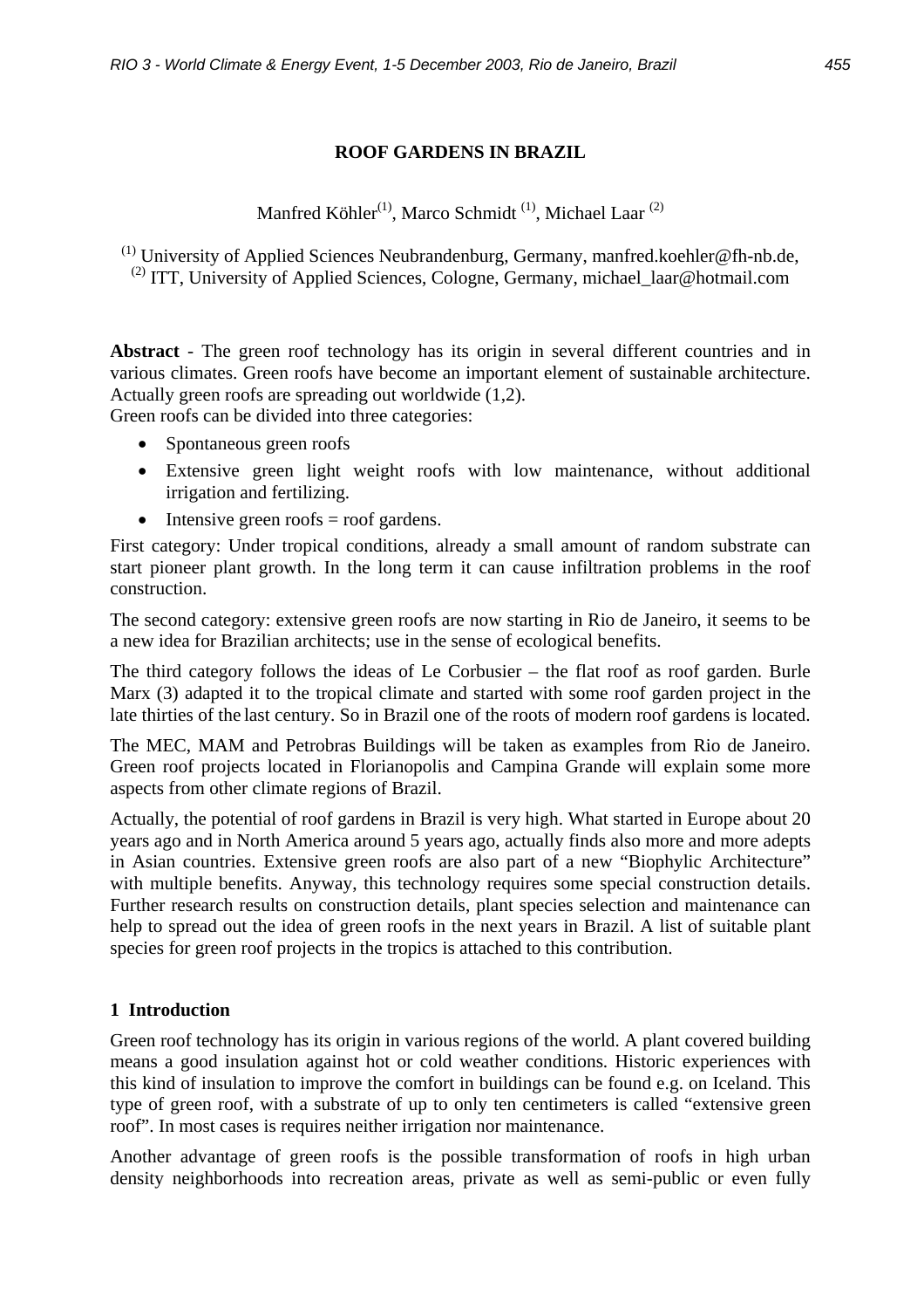# ROOF GARDENS IN BRAZIL

Manfred Köhler[1], Marco Schmidt [1], Michael Laar [2]

[1] University of Applied Sciences Neubrandenburg, Germany, manfred.koehler@fh-nb.de,
[2] ITT, University of Applied Sciences, Cologne, Germany, michael_laar@hotmail.com

**Abstract** - The green roof technology has its origin in several different countries and in various climates. Green roofs have become an important element of sustainable architecture. Actually green roofs are spreading out worldwide (1,2).
Green roofs can be divided into three categories:

- Spontaneous green roofs
- Extensive green light weight roofs with low maintenance, without additional irrigation and fertilizing.
- Intensive green roofs = roof gardens.

First category: Under tropical conditions, already a small amount of random substrate can start pioneer plant growth. In the long term it can cause infiltration problems in the roof construction.

The second category: extensive green roofs are now starting in Rio de Janeiro, it seems to be a new idea for Brazilian architects; use in the sense of ecological benefits.

The third category follows the ideas of Le Corbusier – the flat roof as roof garden. Burle Marx (3) adapted it to the tropical climate and started with some roof garden project in the late thirties of the last century. So in Brazil one of the roots of modern roof gardens is located.

The MEC, MAM and Petrobras Buildings will be taken as examples from Rio de Janeiro. Green roof projects located in Florianopolis and Campina Grande will explain some more aspects from other climate regions of Brazil.

Actually, the potential of roof gardens in Brazil is very high. What started in Europe about 20 years ago and in North America around 5 years ago, actually finds also more and more adepts in Asian countries. Extensive green roofs are also part of a new "Biophylic Architecture" with multiple benefits. Anyway, this technology requires some special construction details. Further research results on construction details, plant species selection and maintenance can help to spread out the idea of green roofs in the next years in Brazil. A list of suitable plant species for green roof projects in the tropics is attached to this contribution.

## 1 Introduction

Green roof technology has its origin in various regions of the world. A plant covered building means a good insulation against hot or cold weather conditions. Historic experiences with this kind of insulation to improve the comfort in buildings can be found e.g. on Iceland. This type of green roof, with a substrate of up to only ten centimeters is called "extensive green roof". In most cases is requires neither irrigation nor maintenance.

Another advantage of green roofs is the possible transformation of roofs in high urban density neighborhoods into recreation areas, private as well as semi-public or even fully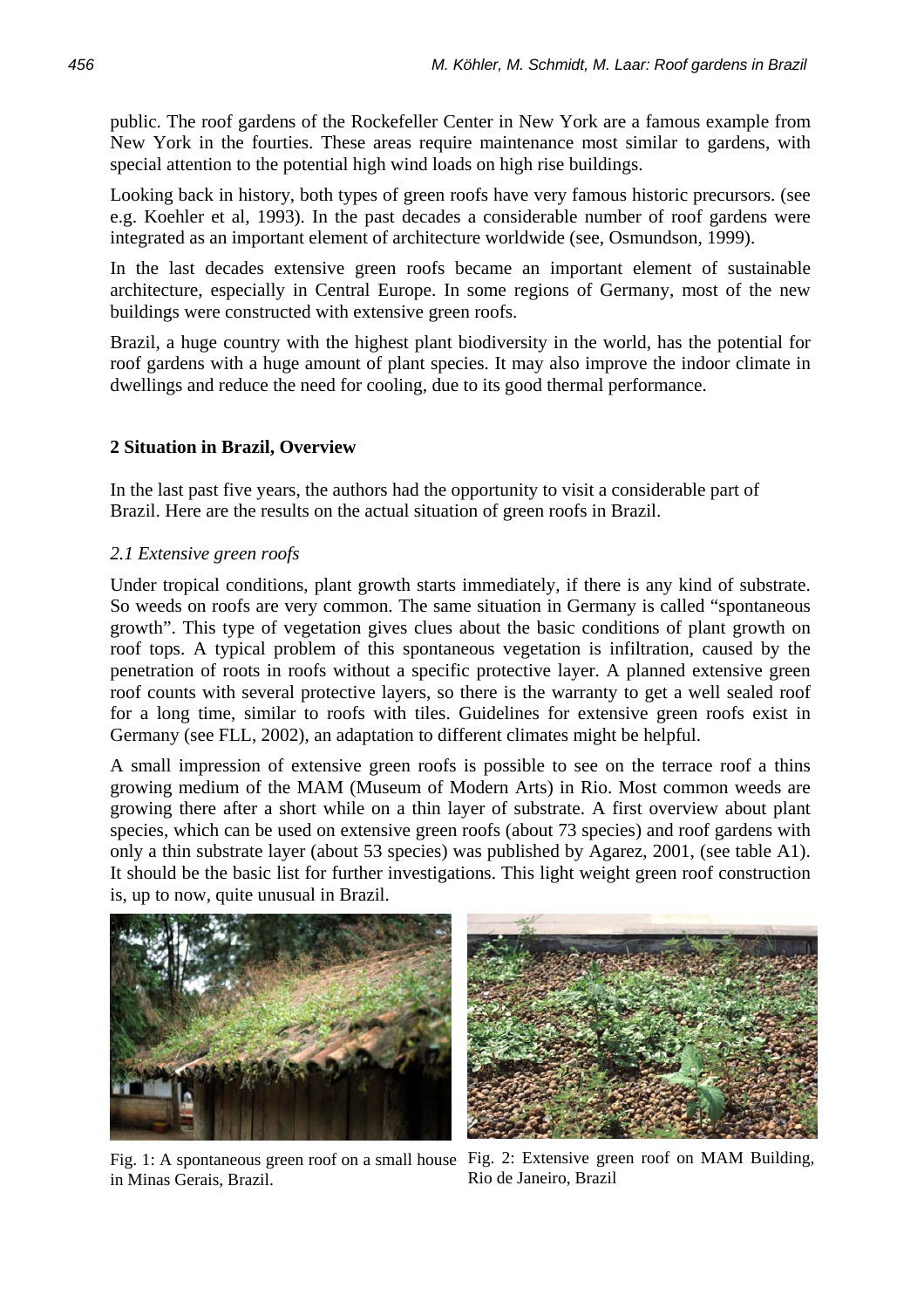public. The roof gardens of the Rockefeller Center in New York are a famous example from New York in the fourties. These areas require maintenance most similar to gardens, with special attention to the potential high wind loads on high rise buildings.

Looking back in history, both types of green roofs have very famous historic precursors. (see e.g. Koehler et al, 1993). In the past decades a considerable number of roof gardens were integrated as an important element of architecture worldwide (see, Osmundson, 1999).

In the last decades extensive green roofs became an important element of sustainable architecture, especially in Central Europe. In some regions of Germany, most of the new buildings were constructed with extensive green roofs.

Brazil, a huge country with the highest plant biodiversity in the world, has the potential for roof gardens with a huge amount of plant species. It may also improve the indoor climate in dwellings and reduce the need for cooling, due to its good thermal performance.

## 2 Situation in Brazil, Overview

In the last past five years, the authors had the opportunity to visit a considerable part of Brazil. Here are the results on the actual situation of green roofs in Brazil.

### *2.1 Extensive green roofs*

Under tropical conditions, plant growth starts immediately, if there is any kind of substrate. So weeds on roofs are very common. The same situation in Germany is called "spontaneous growth". This type of vegetation gives clues about the basic conditions of plant growth on roof tops. A typical problem of this spontaneous vegetation is infiltration, caused by the penetration of roots in roofs without a specific protective layer. A planned extensive green roof counts with several protective layers, so there is the warranty to get a well sealed roof for a long time, similar to roofs with tiles. Guidelines for extensive green roofs exist in Germany (see FLL, 2002), an adaptation to different climates might be helpful.

A small impression of extensive green roofs is possible to see on the terrace roof a thins growing medium of the MAM (Museum of Modern Arts) in Rio. Most common weeds are growing there after a short while on a thin layer of substrate. A first overview about plant species, which can be used on extensive green roofs (about 73 species) and roof gardens with only a thin substrate layer (about 53 species) was published by Agarez, 2001, (see table A1). It should be the basic list for further investigations. This light weight green roof construction is, up to now, quite unusual in Brazil.

Fig. 1: A spontaneous green roof on a small house in Minas Gerais, Brazil.

Fig. 2: Extensive green roof on MAM Building, Rio de Janeiro, Brazil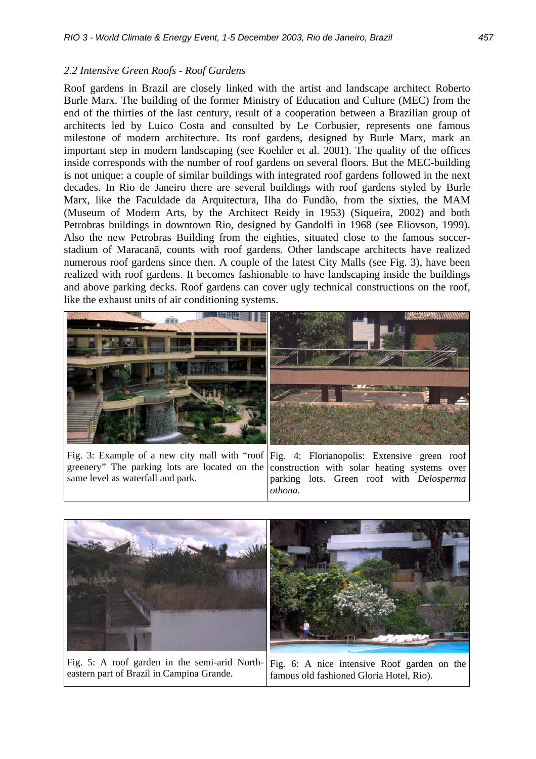### *2.2 Intensive Green Roofs - Roof Gardens*

Roof gardens in Brazil are closely linked with the artist and landscape architect Roberto Burle Marx. The building of the former Ministry of Education and Culture (MEC) from the end of the thirties of the last century, result of a cooperation between a Brazilian group of architects led by Luico Costa and consulted by Le Corbusier, represents one famous milestone of modern architecture. Its roof gardens, designed by Burle Marx, mark an important step in modern landscaping (see Koehler et al. 2001). The quality of the offices inside corresponds with the number of roof gardens on several floors. But the MEC-building is not unique: a couple of similar buildings with integrated roof gardens followed in the next decades. In Rio de Janeiro there are several buildings with roof gardens styled by Burle Marx, like the Faculdade da Arquitectura, Ilha do Fundão, from the sixties, the MAM (Museum of Modern Arts, by the Architect Reidy in 1953) (Siqueira, 2002) and both Petrobras buildings in downtown Rio, designed by Gandolfi in 1968 (see Eliovson, 1999). Also the new Petrobras Building from the eighties, situated close to the famous soccer-stadium of Maracanã, counts with roof gardens. Other landscape architects have realized numerous roof gardens since then. A couple of the latest City Malls (see Fig. 3), have been realized with roof gardens. It becomes fashionable to have landscaping inside the buildings and above parking decks. Roof gardens can cover ugly technical constructions on the roof, like the exhaust units of air conditioning systems.

Fig. 3: Example of a new city mall with "roof greenery" The parking lots are located on the same level as waterfall and park.

Fig. 4: Florianopolis: Extensive green roof construction with solar heating systems over parking lots. Green roof with *Delosperma othona.*

Fig. 5: A roof garden in the semi-arid North-eastern part of Brazil in Campina Grande.

Fig. 6: A nice intensive Roof garden on the famous old fashioned Gloria Hotel, Rio).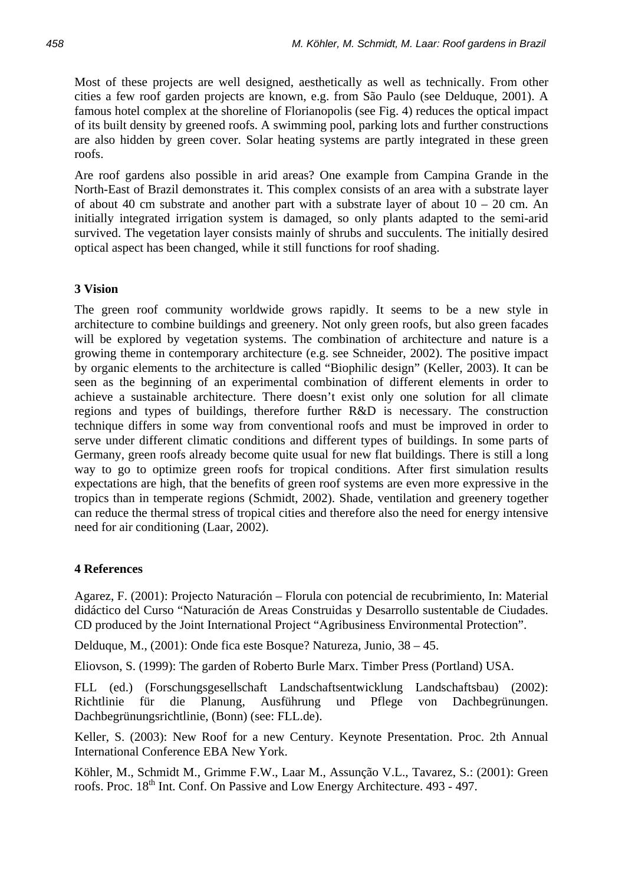Most of these projects are well designed, aesthetically as well as technically. From other cities a few roof garden projects are known, e.g. from São Paulo (see Delduque, 2001). A famous hotel complex at the shoreline of Florianopolis (see Fig. 4) reduces the optical impact of its built density by greened roofs. A swimming pool, parking lots and further constructions are also hidden by green cover. Solar heating systems are partly integrated in these green roofs.

Are roof gardens also possible in arid areas? One example from Campina Grande in the North-East of Brazil demonstrates it. This complex consists of an area with a substrate layer of about 40 cm substrate and another part with a substrate layer of about 10 – 20 cm. An initially integrated irrigation system is damaged, so only plants adapted to the semi-arid survived. The vegetation layer consists mainly of shrubs and succulents. The initially desired optical aspect has been changed, while it still functions for roof shading.

## 3 Vision

The green roof community worldwide grows rapidly. It seems to be a new style in architecture to combine buildings and greenery. Not only green roofs, but also green facades will be explored by vegetation systems. The combination of architecture and nature is a growing theme in contemporary architecture (e.g. see Schneider, 2002). The positive impact by organic elements to the architecture is called “Biophilic design” (Keller, 2003). It can be seen as the beginning of an experimental combination of different elements in order to achieve a sustainable architecture. There doesn’t exist only one solution for all climate regions and types of buildings, therefore further R&D is necessary. The construction technique differs in some way from conventional roofs and must be improved in order to serve under different climatic conditions and different types of buildings. In some parts of Germany, green roofs already become quite usual for new flat buildings. There is still a long way to go to optimize green roofs for tropical conditions. After first simulation results expectations are high, that the benefits of green roof systems are even more expressive in the tropics than in temperate regions (Schmidt, 2002). Shade, ventilation and greenery together can reduce the thermal stress of tropical cities and therefore also the need for energy intensive need for air conditioning (Laar, 2002).

## 4 References

Agarez, F. (2001): Projecto Naturación – Florula con potencial de recubrimiento, In: Material didáctico del Curso “Naturación de Areas Construidas y Desarrollo sustentable de Ciudades. CD produced by the Joint International Project “Agribusiness Environmental Protection”.

Delduque, M., (2001): Onde fica este Bosque? Natureza, Junio, 38 – 45.

Eliovson, S. (1999): The garden of Roberto Burle Marx. Timber Press (Portland) USA.

FLL (ed.) (Forschungsgesellschaft Landschaftsentwicklung Landschaftsbau) (2002): Richtlinie für die Planung, Ausführung und Pflege von Dachbegrünungen. Dachbegrünungsrichtlinie, (Bonn) (see: FLL.de).

Keller, S. (2003): New Roof for a new Century. Keynote Presentation. Proc. 2th Annual International Conference EBA New York.

Köhler, M., Schmidt M., Grimme F.W., Laar M., Assunção V.L., Tavarez, S.: (2001): Green roofs. Proc. 18th Int. Conf. On Passive and Low Energy Architecture. 493 - 497.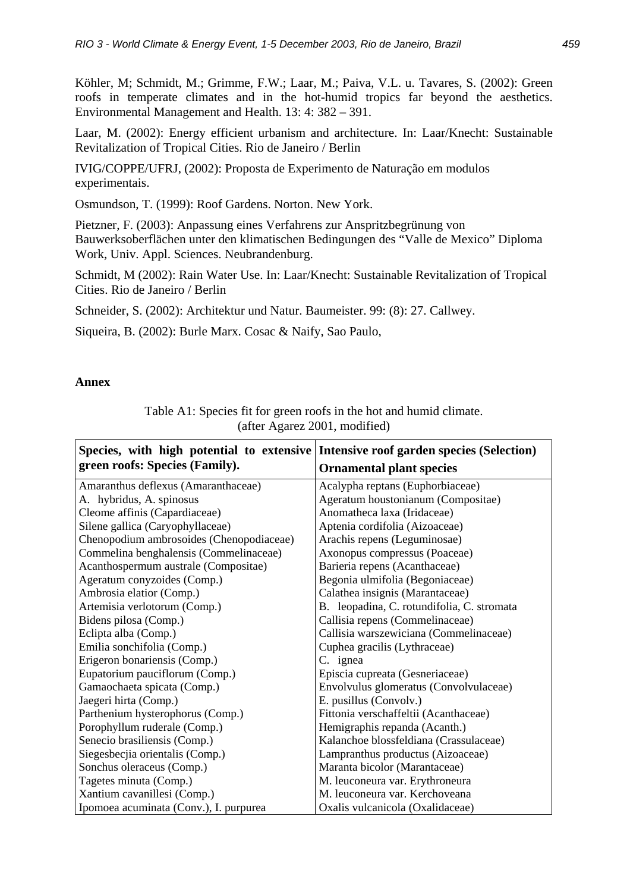Köhler, M; Schmidt, M.; Grimme, F.W.; Laar, M.; Paiva, V.L. u. Tavares, S. (2002): Green roofs in temperate climates and in the hot-humid tropics far beyond the aesthetics. Environmental Management and Health. 13: 4: 382 – 391.

Laar, M. (2002): Energy efficient urbanism and architecture. In: Laar/Knecht: Sustainable Revitalization of Tropical Cities. Rio de Janeiro / Berlin

IVIG/COPPE/UFRJ, (2002): Proposta de Experimento de Naturação em modulos experimentais.

Osmundson, T. (1999): Roof Gardens. Norton. New York.

Pietzner, F. (2003): Anpassung eines Verfahrens zur Anspritzbegrünung von Bauwerksoberflächen unter den klimatischen Bedingungen des “Valle de Mexico” Diploma Work, Univ. Appl. Sciences. Neubrandenburg.

Schmidt, M (2002): Rain Water Use. In: Laar/Knecht: Sustainable Revitalization of Tropical Cities. Rio de Janeiro / Berlin

Schneider, S. (2002): Architektur und Natur. Baumeister. 99: (8): 27. Callwey.

Siqueira, B. (2002): Burle Marx. Cosac & Naify, Sao Paulo,

**Annex**

Table A1: Species fit for green roofs in the hot and humid climate. (after Agarez 2001, modified)

| Species, with high potential to extensive green roofs: Species (Family). | Intensive roof garden species (Selection) Ornamental plant species |
|---|---|
| Amaranthus deflexus (Amaranthaceae) | Acalypha reptans (Euphorbiaceae) |
| A. hybridus, A. spinosus | Ageratum houstonianum (Compositae) |
| Cleome affinis (Capardiaceae) | Anomatheca laxa (Iridaceae) |
| Silene gallica (Caryophyllaceae) | Aptenia cordifolia (Aizoaceae) |
| Chenopodium ambrosoides (Chenopodiaceae) | Arachis repens (Leguminosae) |
| Commelina benghalensis (Commelinaceae) | Axonopus compressus (Poaceae) |
| Acanthospermum australe (Compositae) | Barieria repens (Acanthaceae) |
| Ageratum conyzoides (Comp.) | Begonia ulmifolia (Begoniaceae) |
| Ambrosia elatior (Comp.) | Calathea insignis (Marantaceae) |
| Artemisia verlotorum (Comp.) | B. leopadina, C. rotundifolia, C. stromata |
| Bidens pilosa (Comp.) | Callisia repens (Commelinaceae) |
| Eclipta alba (Comp.) | Callisia warszewiciana (Commelinaceae) |
| Emilia sonchifolia (Comp.) | Cuphea gracilis (Lythraceae) |
| Erigeron bonariensis (Comp.) | C. ignea |
| Eupatorium pauciflorum (Comp.) | Episcia cupreata (Gesneriaceae) |
| Gamaochaeta spicata (Comp.) | Envolvulus glomeratus (Convolvulaceae) |
| Jaegeri hirta (Comp.) | E. pusillus (Convolv.) |
| Parthenium hysterophorus (Comp.) | Fittonia verschaffeltii (Acanthaceae) |
| Porophyllum ruderale (Comp.) | Hemigraphis repanda (Acanth.) |
| Senecio brasiliensis (Comp.) | Kalanchoe blossfeldiana (Crassulaceae) |
| Siegesbecjia orientalis (Comp.) | Lampranthus productus (Aizoaceae) |
| Sonchus oleraceus (Comp.) | Maranta bicolor (Marantaceae) |
| Tagetes minuta (Comp.) | M. leuconeura var. Erythroneura |
| Xantium cavanillesi (Comp.) | M. leuconeura var. Kerchoveana |
| Ipomoea acuminata (Conv.), I. purpurea | Oxalis vulcanicola (Oxalidaceae) |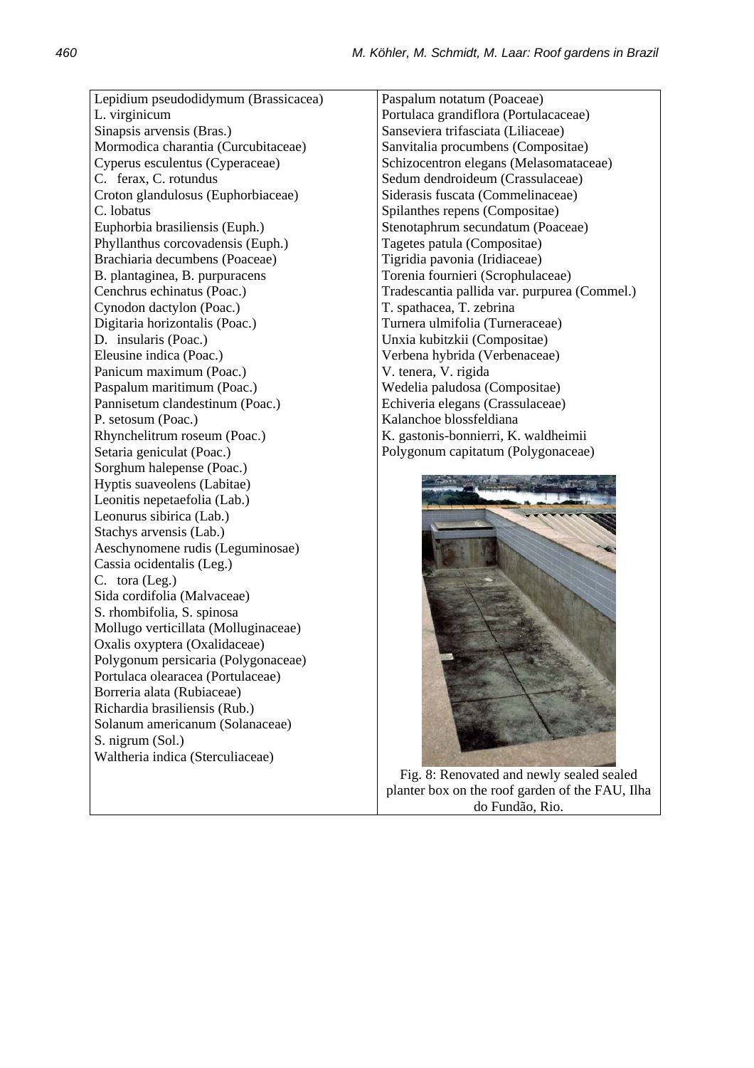| | |
|---|---|
| Lepidium pseudodidymum (Brassicacea) | Paspalum notatum (Poaceae) |
| L. virginicum | Portulaca grandiflora (Portulacaceae) |
| Sinapsis arvensis (Bras.) | Sanseviera trifasciata (Liliaceae) |
| Mormodica charantia (Curcubitaceae) | Sanvitalia procumbens (Compositae) |
| Cyperus esculentus (Cyperaceae) | Schizocentron elegans (Melasomataceae) |
| C. ferax, C. rotundus | Sedum dendroideum (Crassulaceae) |
| Croton glandulosus (Euphorbiaceae) | Siderasis fuscata (Commelinaceae) |
| C. lobatus | Spilanthes repens (Compositae) |
| Euphorbia brasiliensis (Euph.) | Stenotaphrum secundatum (Poaceae) |
| Phyllanthus corcovadensis (Euph.) | Tagetes patula (Compositae) |
| Brachiaria decumbens (Poaceae) | Tigridia pavonia (Iridiaceae) |
| B. plantaginea, B. purpuracens | Torenia fournieri (Scrophulaceae) |
| Cenchrus echinatus (Poac.) | Tradescantia pallida var. purpurea (Commel.) |
| Cynodon dactylon (Poac.) | T. spathacea, T. zebrina |
| Digitaria horizontalis (Poac.) | Turnera ulmifolia (Turneraceae) |
| D. insularis (Poac.) | Unxia kubitzkii (Compositae) |
| Eleusine indica (Poac.) | Verbena hybrida (Verbenaceae) |
| Panicum maximum (Poac.) | V. tenera, V. rigida |
| Paspalum maritimum (Poac.) | Wedelia paludosa (Compositae) |
| Pannisetum clandestinum (Poac.) | Echiveria elegans (Crassulaceae) |
| P. setosum (Poac.) | Kalanchoe blossfeldiana |
| Rhynchelitrum roseum (Poac.) | K. gastonis-bonnierri, K. waldheimii |
| Setaria geniculat (Poac.) | Polygonum capitatum (Polygonaceae) |
| Sorghum halepense (Poac.) | |
| Hyptis suaveolens (Labitae) | |
| Leonitis nepetaefolia (Lab.) | |
| Leonurus sibirica (Lab.) | |
| Stachys arvensis (Lab.) | |
| Aeschynomene rudis (Leguminosae) | |
| Cassia ocidentalis (Leg.) | |
| C. tora (Leg.) | |
| Sida cordifolia (Malvaceae) | |
| S. rhombifolia, S. spinosa | |
| Mollugo verticillata (Molluginaceae) | |
| Oxalis oxyptera (Oxalidaceae) | |
| Polygonum persicaria (Polygonaceae) | |
| Portulaca olearacea (Portulaceae) | |
| Borreria alata (Rubiaceae) | |
| Richardia brasiliensis (Rub.) | |
| Solanum americanum (Solanaceae) | |
| S. nigrum (Sol.) | |
| Waltheria indica (Sterculiaceae) | |

Fig. 8: Renovated and newly sealed sealed planter box on the roof garden of the FAU, Ilha do Fundão, Rio.